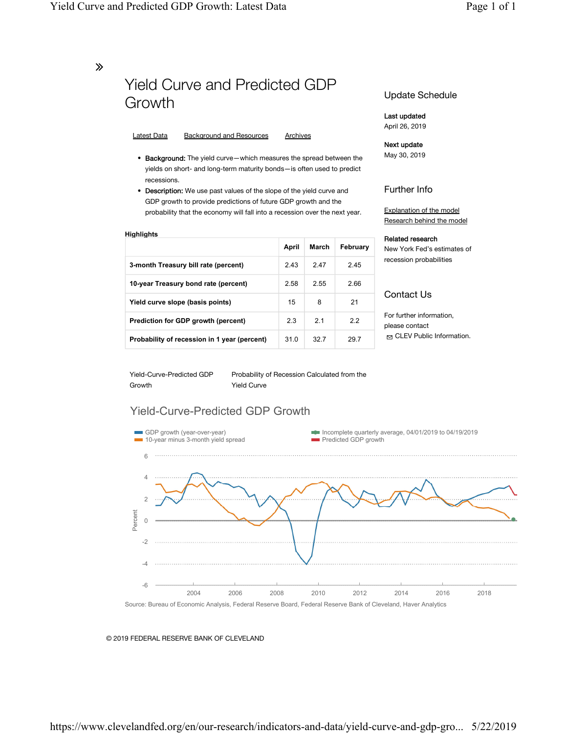# Yield Curve and Predicted GDP Growth

Latest Data | Background and Resources | Archives

- **Background:** The yield curve—which measures the spread between the yields on short- and long-term maturity bonds—is often used to predict recessions.
- **Description:** We use past values of the slope of the yield curve and GDP growth to provide predictions of future GDP growth and the probability that the economy will fall into a recession over the next year.

**Highlights**

| | April | March | February |
|---|---|---|---|
| **3-month Treasury bill rate (percent)** | 2.43 | 2.47 | 2.45 |
| **10-year Treasury bond rate (percent)** | 2.58 | 2.55 | 2.66 |
| **Yield curve slope (basis points)** | 15 | 8 | 21 |
| **Prediction for GDP growth (percent)** | 2.3 | 2.1 | 2.2 |
| **Probability of recession in 1 year (percent)** | 31.0 | 32.7 | 29.7 |

Yield-Curve-Predicted GDP Growth

Probability of Recession Calculated from the Yield Curve

## Yield-Curve-Predicted GDP Growth

GDP growth (year-over-year)
10-year minus 3-month yield spread
Incomplete quarterly average, 04/01/2019 to 04/19/2019
Predicted GDP growth

Source: Bureau of Economic Analysis, Federal Reserve Board, Federal Reserve Bank of Cleveland, Haver Analytics

## Update Schedule

**Last updated**
April 26, 2019

**Next update**
May 30, 2019

## Further Info

Explanation of the model
Research behind the model

**Related research**
New York Fed's estimates of recession probabilities

## Contact Us

For further information, please contact
CLEV Public Information.

© 2019 FEDERAL RESERVE BANK OF CLEVELAND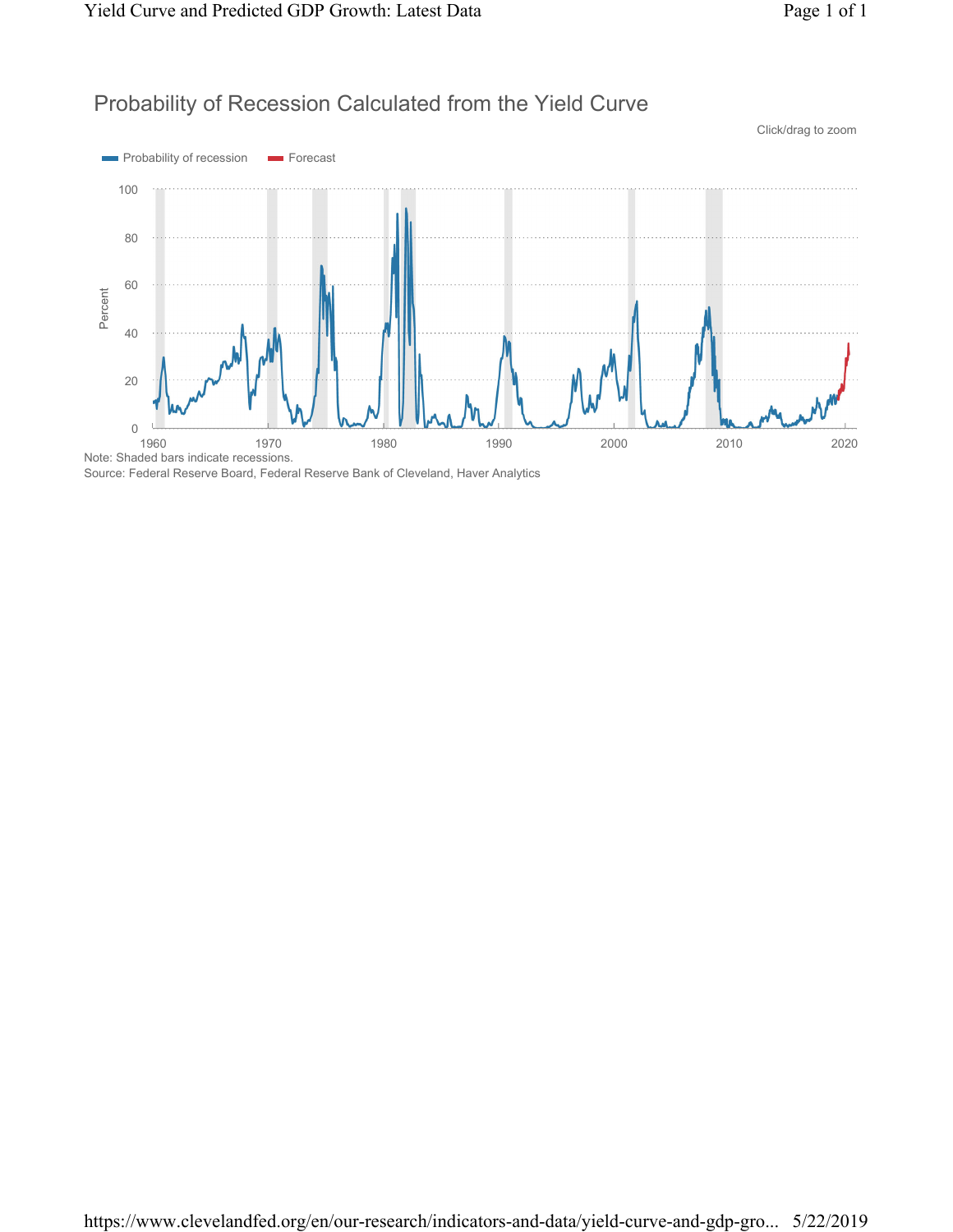## Probability of Recession Calculated from the Yield Curve

Note: Shaded bars indicate recessions.
Source: Federal Reserve Board, Federal Reserve Bank of Cleveland, Haver Analytics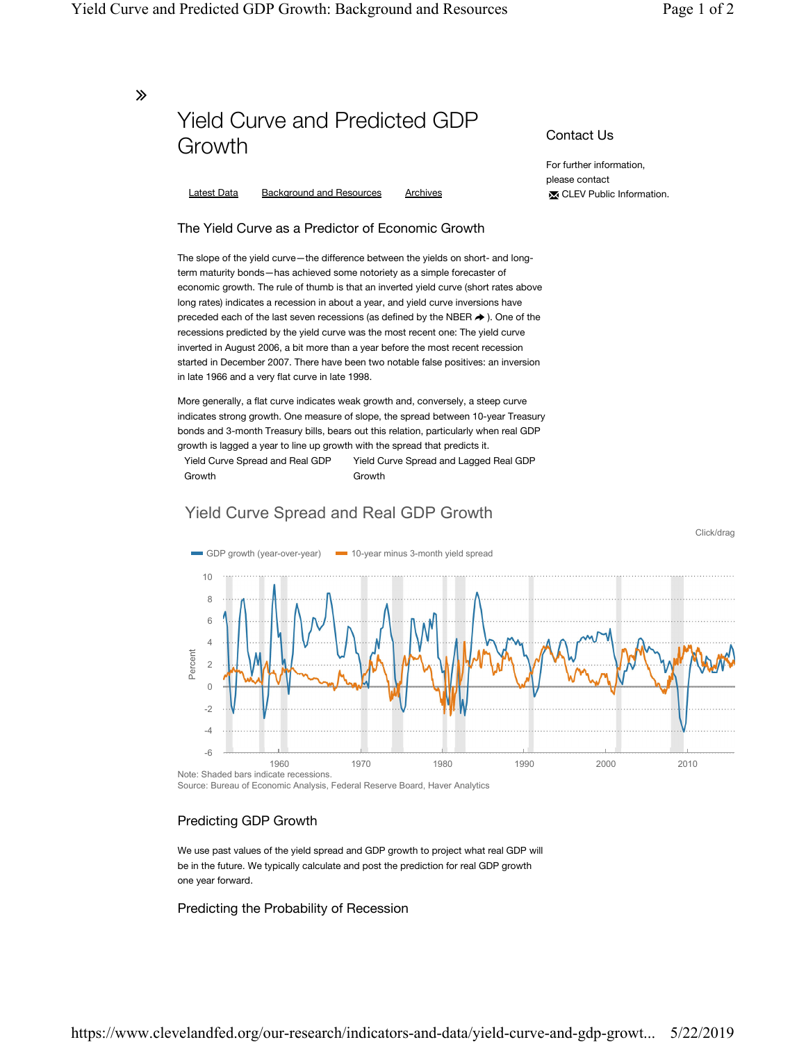»

# Yield Curve and Predicted GDP Growth

Latest Data     Background and Resources     Archives

## Contact Us

For further information, please contact
CLEV Public Information.

## The Yield Curve as a Predictor of Economic Growth

The slope of the yield curve—the difference between the yields on short- and long-term maturity bonds—has achieved some notoriety as a simple forecaster of economic growth. The rule of thumb is that an inverted yield curve (short rates above long rates) indicates a recession in about a year, and yield curve inversions have preceded each of the last seven recessions (as defined by the NBER ). One of the recessions predicted by the yield curve was the most recent one: The yield curve inverted in August 2006, a bit more than a year before the most recent recession started in December 2007. There have been two notable false positives: an inversion in late 1966 and a very flat curve in late 1998.

More generally, a flat curve indicates weak growth and, conversely, a steep curve indicates strong growth. One measure of slope, the spread between 10-year Treasury bonds and 3-month Treasury bills, bears out this relation, particularly when real GDP growth is lagged a year to line up growth with the spread that predicts it.

Yield Curve Spread and Real GDP Growth     Yield Curve Spread and Lagged Real GDP Growth

### Yield Curve Spread and Real GDP Growth

Click/drag

GDP growth (year-over-year)     10-year minus 3-month yield spread

Note: Shaded bars indicate recessions.
Source: Bureau of Economic Analysis, Federal Reserve Board, Haver Analytics

## Predicting GDP Growth

We use past values of the yield spread and GDP growth to project what real GDP will be in the future. We typically calculate and post the prediction for real GDP growth one year forward.

## Predicting the Probability of Recession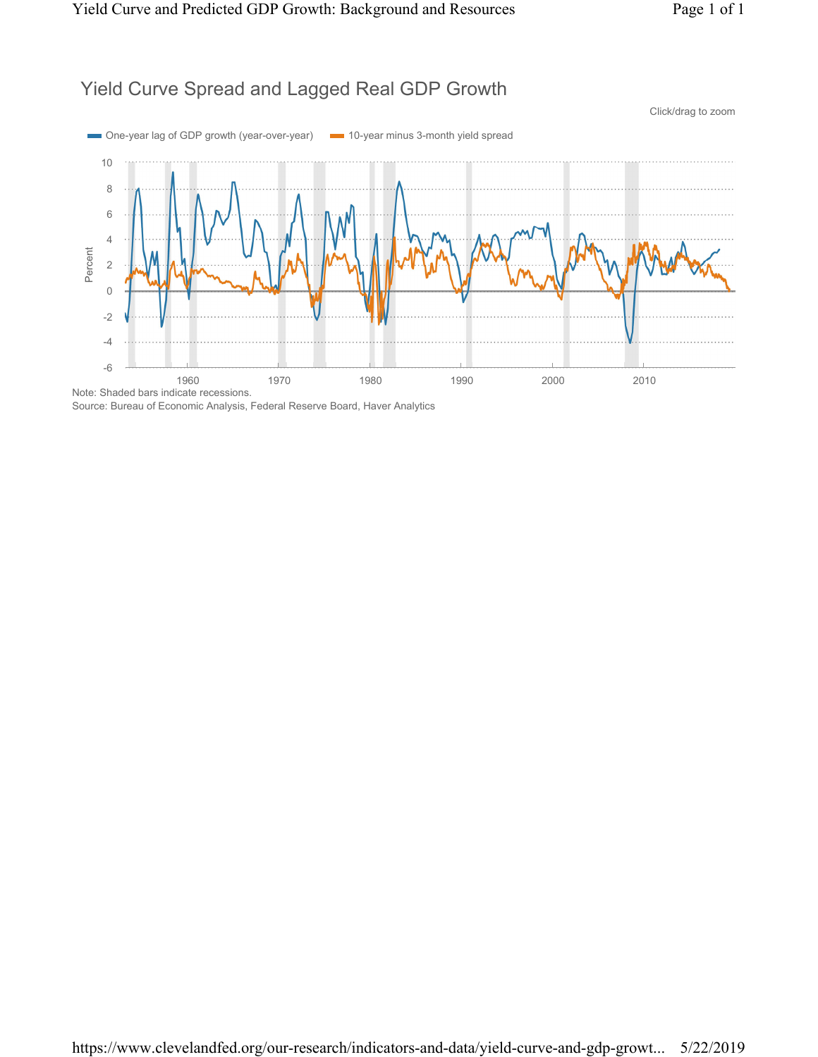## Yield Curve Spread and Lagged Real GDP Growth

Click/drag to zoom

One-year lag of GDP growth (year-over-year) | 10-year minus 3-month yield spread

Note: Shaded bars indicate recessions.

Source: Bureau of Economic Analysis, Federal Reserve Board, Haver Analytics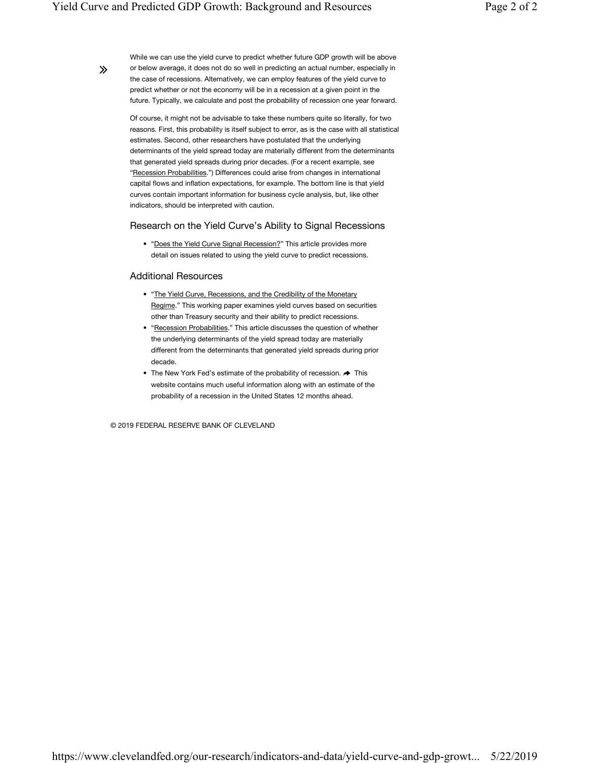While we can use the yield curve to predict whether future GDP growth will be above or below average, it does not do so well in predicting an actual number, especially in the case of recessions. Alternatively, we can employ features of the yield curve to predict whether or not the economy will be in a recession at a given point in the future. Typically, we calculate and post the probability of recession one year forward.

Of course, it might not be advisable to take these numbers quite so literally, for two reasons. First, this probability is itself subject to error, as is the case with all statistical estimates. Second, other researchers have postulated that the underlying determinants of the yield spread today are materially different from the determinants that generated yield spreads during prior decades. (For a recent example, see "Recession Probabilities.") Differences could arise from changes in international capital flows and inflation expectations, for example. The bottom line is that yield curves contain important information for business cycle analysis, but, like other indicators, should be interpreted with caution.

## Research on the Yield Curve's Ability to Signal Recessions

- "Does the Yield Curve Signal Recession?" This article provides more detail on issues related to using the yield curve to predict recessions.

## Additional Resources

- "The Yield Curve, Recessions, and the Credibility of the Monetary Regime." This working paper examines yield curves based on securities other than Treasury security and their ability to predict recessions.
- "Recession Probabilities." This article discusses the question of whether the underlying determinants of the yield spread today are materially different from the determinants that generated yield spreads during prior decade.
- The New York Fed's estimate of the probability of recession. This website contains much useful information along with an estimate of the probability of a recession in the United States 12 months ahead.

© 2019 FEDERAL RESERVE BANK OF CLEVELAND